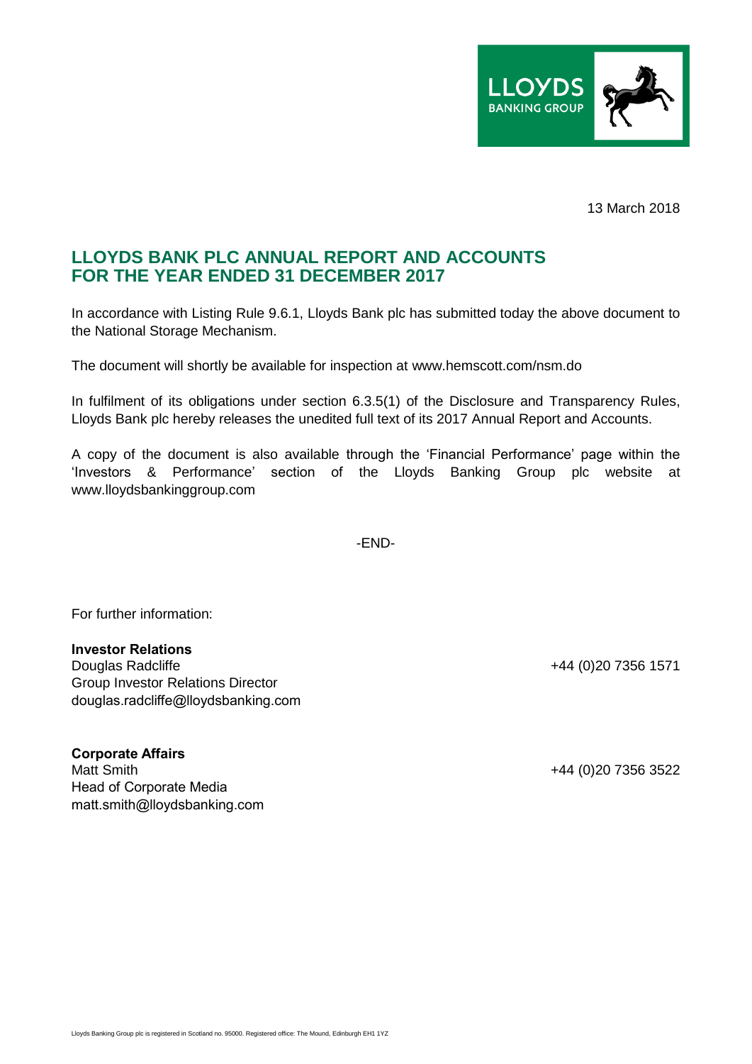13 March 2018

# LLOYDS BANK PLC ANNUAL REPORT AND ACCOUNTS FOR THE YEAR ENDED 31 DECEMBER 2017

In accordance with Listing Rule 9.6.1, Lloyds Bank plc has submitted today the above document to the National Storage Mechanism.

The document will shortly be available for inspection at www.hemscott.com/nsm.do

In fulfilment of its obligations under section 6.3.5(1) of the Disclosure and Transparency Rules, Lloyds Bank plc hereby releases the unedited full text of its 2017 Annual Report and Accounts.

A copy of the document is also available through the 'Financial Performance' page within the 'Investors & Performance' section of the Lloyds Banking Group plc website at www.lloydsbankinggroup.com

-END-

For further information:

**Investor Relations**
Douglas Radcliffe — +44 (0)20 7356 1571
Group Investor Relations Director
douglas.radcliffe@lloydsbanking.com

**Corporate Affairs**
Matt Smith — +44 (0)20 7356 3522
Head of Corporate Media
matt.smith@lloydsbanking.com

Lloyds Banking Group plc is registered in Scotland no. 95000. Registered office: The Mound, Edinburgh EH1 1YZ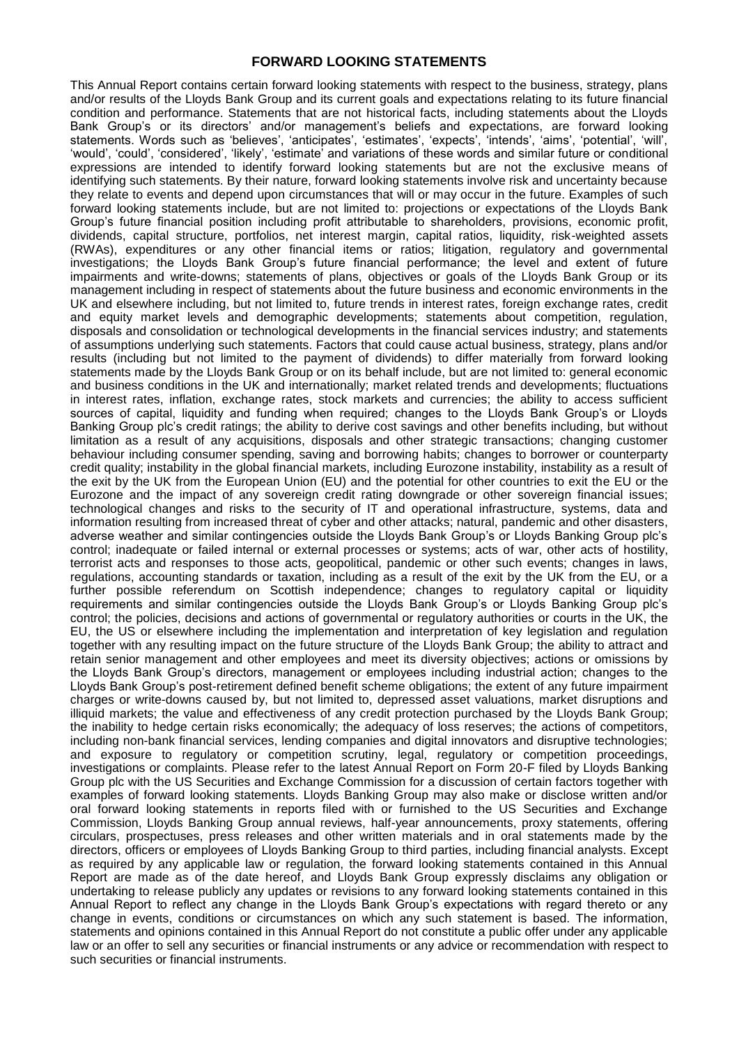# FORWARD LOOKING STATEMENTS

This Annual Report contains certain forward looking statements with respect to the business, strategy, plans and/or results of the Lloyds Bank Group and its current goals and expectations relating to its future financial condition and performance. Statements that are not historical facts, including statements about the Lloyds Bank Group's or its directors' and/or management's beliefs and expectations, are forward looking statements. Words such as 'believes', 'anticipates', 'estimates', 'expects', 'intends', 'aims', 'potential', 'will', 'would', 'could', 'considered', 'likely', 'estimate' and variations of these words and similar future or conditional expressions are intended to identify forward looking statements but are not the exclusive means of identifying such statements. By their nature, forward looking statements involve risk and uncertainty because they relate to events and depend upon circumstances that will or may occur in the future. Examples of such forward looking statements include, but are not limited to: projections or expectations of the Lloyds Bank Group's future financial position including profit attributable to shareholders, provisions, economic profit, dividends, capital structure, portfolios, net interest margin, capital ratios, liquidity, risk-weighted assets (RWAs), expenditures or any other financial items or ratios; litigation, regulatory and governmental investigations; the Lloyds Bank Group's future financial performance; the level and extent of future impairments and write-downs; statements of plans, objectives or goals of the Lloyds Bank Group or its management including in respect of statements about the future business and economic environments in the UK and elsewhere including, but not limited to, future trends in interest rates, foreign exchange rates, credit and equity market levels and demographic developments; statements about competition, regulation, disposals and consolidation or technological developments in the financial services industry; and statements of assumptions underlying such statements. Factors that could cause actual business, strategy, plans and/or results (including but not limited to the payment of dividends) to differ materially from forward looking statements made by the Lloyds Bank Group or on its behalf include, but are not limited to: general economic and business conditions in the UK and internationally; market related trends and developments; fluctuations in interest rates, inflation, exchange rates, stock markets and currencies; the ability to access sufficient sources of capital, liquidity and funding when required; changes to the Lloyds Bank Group's or Lloyds Banking Group plc's credit ratings; the ability to derive cost savings and other benefits including, but without limitation as a result of any acquisitions, disposals and other strategic transactions; changing customer behaviour including consumer spending, saving and borrowing habits; changes to borrower or counterparty credit quality; instability in the global financial markets, including Eurozone instability, instability as a result of the exit by the UK from the European Union (EU) and the potential for other countries to exit the EU or the Eurozone and the impact of any sovereign credit rating downgrade or other sovereign financial issues; technological changes and risks to the security of IT and operational infrastructure, systems, data and information resulting from increased threat of cyber and other attacks; natural, pandemic and other disasters, adverse weather and similar contingencies outside the Lloyds Bank Group's or Lloyds Banking Group plc's control; inadequate or failed internal or external processes or systems; acts of war, other acts of hostility, terrorist acts and responses to those acts, geopolitical, pandemic or other such events; changes in laws, regulations, accounting standards or taxation, including as a result of the exit by the UK from the EU, or a further possible referendum on Scottish independence; changes to regulatory capital or liquidity requirements and similar contingencies outside the Lloyds Bank Group's or Lloyds Banking Group plc's control; the policies, decisions and actions of governmental or regulatory authorities or courts in the UK, the EU, the US or elsewhere including the implementation and interpretation of key legislation and regulation together with any resulting impact on the future structure of the Lloyds Bank Group; the ability to attract and retain senior management and other employees and meet its diversity objectives; actions or omissions by the Lloyds Bank Group's directors, management or employees including industrial action; changes to the Lloyds Bank Group's post-retirement defined benefit scheme obligations; the extent of any future impairment charges or write-downs caused by, but not limited to, depressed asset valuations, market disruptions and illiquid markets; the value and effectiveness of any credit protection purchased by the Lloyds Bank Group; the inability to hedge certain risks economically; the adequacy of loss reserves; the actions of competitors, including non-bank financial services, lending companies and digital innovators and disruptive technologies; and exposure to regulatory or competition scrutiny, legal, regulatory or competition proceedings, investigations or complaints. Please refer to the latest Annual Report on Form 20-F filed by Lloyds Banking Group plc with the US Securities and Exchange Commission for a discussion of certain factors together with examples of forward looking statements. Lloyds Banking Group may also make or disclose written and/or oral forward looking statements in reports filed with or furnished to the US Securities and Exchange Commission, Lloyds Banking Group annual reviews, half-year announcements, proxy statements, offering circulars, prospectuses, press releases and other written materials and in oral statements made by the directors, officers or employees of Lloyds Banking Group to third parties, including financial analysts. Except as required by any applicable law or regulation, the forward looking statements contained in this Annual Report are made as of the date hereof, and Lloyds Bank Group expressly disclaims any obligation or undertaking to release publicly any updates or revisions to any forward looking statements contained in this Annual Report to reflect any change in the Lloyds Bank Group's expectations with regard thereto or any change in events, conditions or circumstances on which any such statement is based. The information, statements and opinions contained in this Annual Report do not constitute a public offer under any applicable law or an offer to sell any securities or financial instruments or any advice or recommendation with respect to such securities or financial instruments.